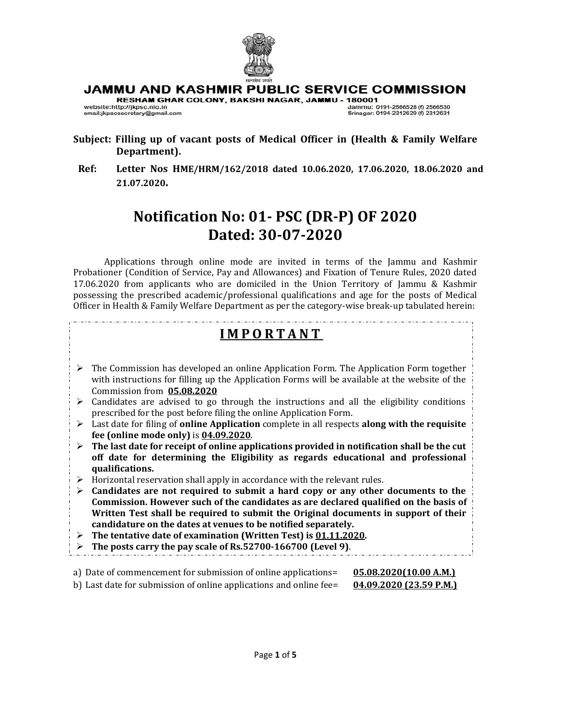# JAMMU AND KASHMIR PUBLIC SERVICE COMMISSION

RESHAM GHAR COLONY, BAKSHI NAGAR, JAMMU - 180001

website:http://jkpsc.nic.in
email:jkpscsecretary@gmail.com

Jammu: 0191-2566528 (f) 2566530
Srinagar: 0194-2312629 (f) 2312631

**Subject: Filling up of vacant posts of Medical Officer in (Health & Family Welfare Department).**

**Ref: Letter Nos HME/HRM/162/2018 dated 10.06.2020, 17.06.2020, 18.06.2020 and 21.07.2020.**

## Notification No: 01- PSC (DR-P) OF 2020
## Dated: 30-07-2020

Applications through online mode are invited in terms of the Jammu and Kashmir Probationer (Condition of Service, Pay and Allowances) and Fixation of Tenure Rules, 2020 dated 17.06.2020 from applicants who are domiciled in the Union Territory of Jammu & Kashmir possessing the prescribed academic/professional qualifications and age for the posts of Medical Officer in Health & Family Welfare Department as per the category-wise break-up tabulated herein:

### I M P O R T A N T

- The Commission has developed an online Application Form. The Application Form together with instructions for filling up the Application Forms will be available at the website of the Commission from **05.08.2020**
- Candidates are advised to go through the instructions and all the eligibility conditions prescribed for the post before filing the online Application Form.
- Last date for filing of **online Application** complete in all respects **along with the requisite fee (online mode only)** is **04.09.2020**.
- **The last date for receipt of online applications provided in notification shall be the cut off date for determining the Eligibility as regards educational and professional qualifications.**
- Horizontal reservation shall apply in accordance with the relevant rules.
- **Candidates are not required to submit a hard copy or any other documents to the Commission. However such of the candidates as are declared qualified on the basis of Written Test shall be required to submit the Original documents in support of their candidature on the dates at venues to be notified separately.**
- **The tentative date of examination (Written Test) is 01.11.2020.**
- **The posts carry the pay scale of Rs.52700-166700 (Level 9)**.

a) Date of commencement for submission of online applications= **05.08.2020(10.00 A.M.)**

b) Last date for submission of online applications and online fee= **04.09.2020 (23.59 P.M.)**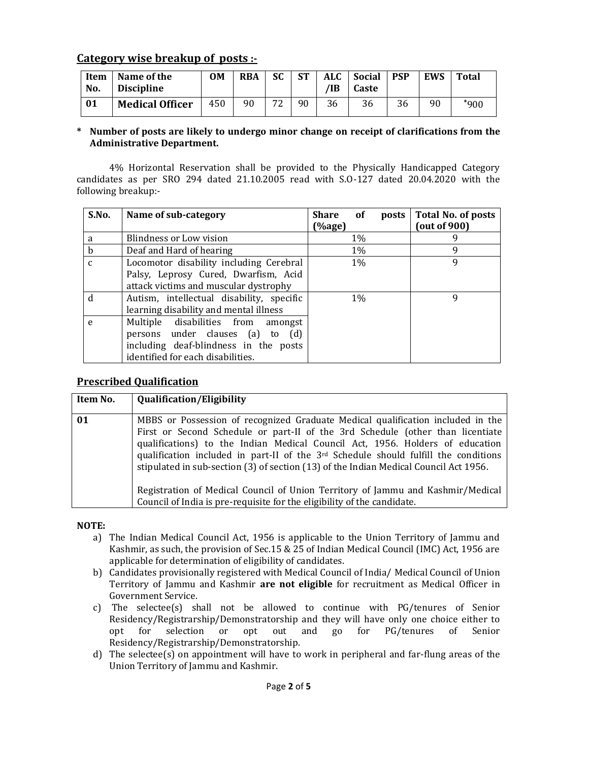## Category wise breakup of posts :-

| Item No. | Name of the Discipline | OM | RBA | SC | ST | ALC /IB | Social Caste | PSP | EWS | Total |
|---|---|---|---|---|---|---|---|---|---|---|
| 01 | **Medical Officer** | 450 | 90 | 72 | 90 | 36 | 36 | 36 | 90 | *900 |

**\* Number of posts are likely to undergo minor change on receipt of clarifications from the Administrative Department.**

4% Horizontal Reservation shall be provided to the Physically Handicapped Category candidates as per SRO 294 dated 21.10.2005 read with S.O-127 dated 20.04.2020 with the following breakup:-

| S.No. | Name of sub-category | Share of posts (%age) | Total No. of posts (out of 900) |
|---|---|---|---|
| a | Blindness or Low vision | 1% | 9 |
| b | Deaf and Hard of hearing | 1% | 9 |
| c | Locomotor disability including Cerebral Palsy, Leprosy Cured, Dwarfism, Acid attack victims and muscular dystrophy | 1% | 9 |
| d | Autism, intellectual disability, specific learning disability and mental illness | 1% | 9 |
| e | Multiple disabilities from amongst persons under clauses (a) to (d) including deaf-blindness in the posts identified for each disabilities. | | |

## Prescribed Qualification

| Item No. | Qualification/Eligibility |
|---|---|
| 01 | MBBS or Possession of recognized Graduate Medical qualification included in the First or Second Schedule or part-II of the 3rd Schedule (other than licentiate qualifications) to the Indian Medical Council Act, 1956. Holders of education qualification included in part-II of the 3rd Schedule should fulfill the conditions stipulated in sub-section (3) of section (13) of the Indian Medical Council Act 1956.<br><br>Registration of Medical Council of Union Territory of Jammu and Kashmir/Medical Council of India is pre-requisite for the eligibility of the candidate. |

**NOTE:**

a) The Indian Medical Council Act, 1956 is applicable to the Union Territory of Jammu and Kashmir, as such, the provision of Sec.15 & 25 of Indian Medical Council (IMC) Act, 1956 are applicable for determination of eligibility of candidates.

b) Candidates provisionally registered with Medical Council of India/ Medical Council of Union Territory of Jammu and Kashmir **are not eligible** for recruitment as Medical Officer in Government Service.

c) The selectee(s) shall not be allowed to continue with PG/tenures of Senior Residency/Registrarship/Demonstratorship and they will have only one choice either to opt for selection or opt out and go for PG/tenures of Senior Residency/Registrarship/Demonstratorship.

d) The selectee(s) on appointment will have to work in peripheral and far-flung areas of the Union Territory of Jammu and Kashmir.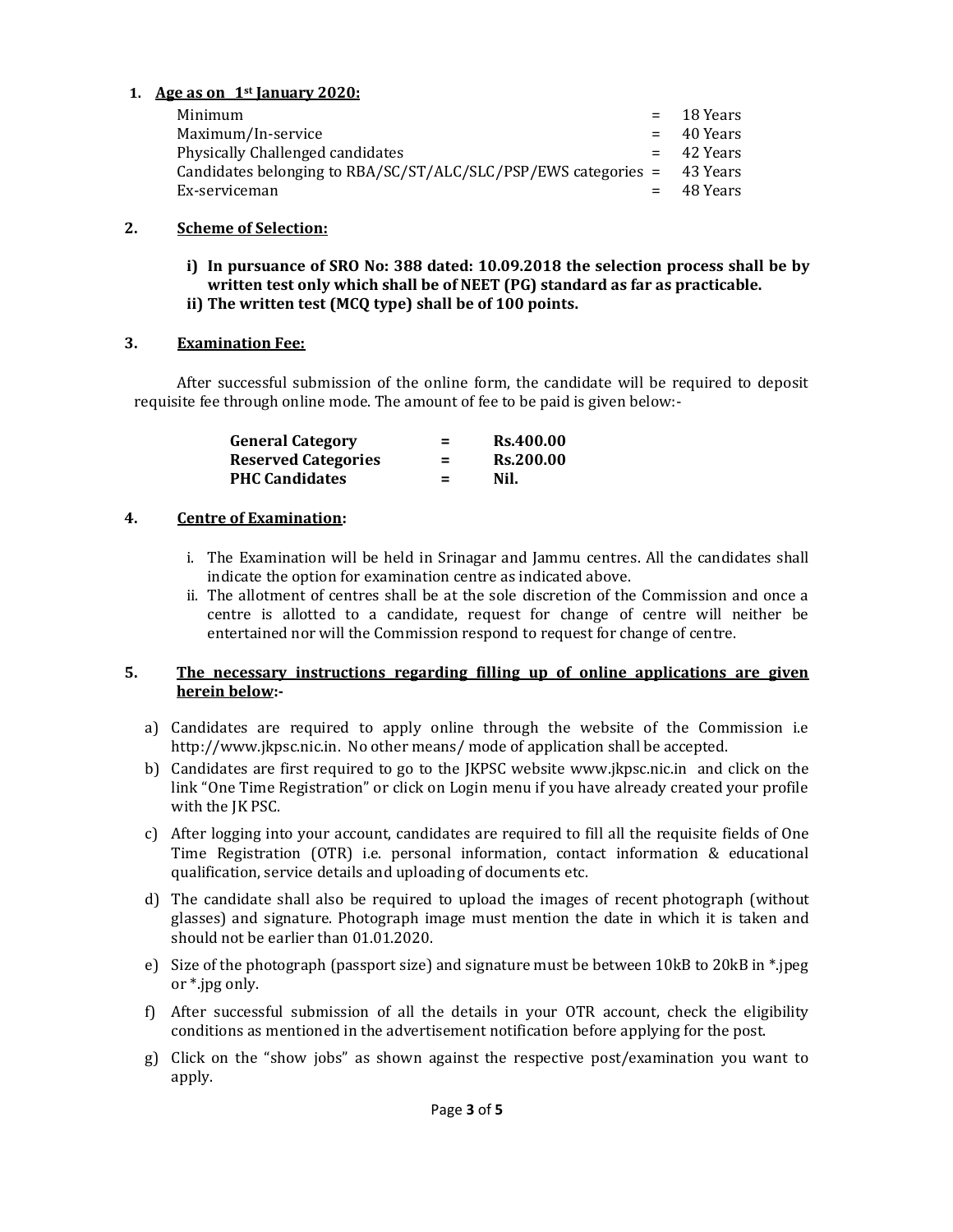1. **Age as on 1st January 2020:**

| | | |
|---|---|---|
| Minimum | = | 18 Years |
| Maximum/In-service | = | 40 Years |
| Physically Challenged candidates | = | 42 Years |
| Candidates belonging to RBA/SC/ST/ALC/SLC/PSP/EWS categories | = | 43 Years |
| Ex-serviceman | = | 48 Years |

2. **Scheme of Selection:**

   **i) In pursuance of SRO No: 388 dated: 10.09.2018 the selection process shall be by written test only which shall be of NEET (PG) standard as far as practicable.**

   **ii) The written test (MCQ type) shall be of 100 points.**

3. **Examination Fee:**

   After successful submission of the online form, the candidate will be required to deposit requisite fee through online mode. The amount of fee to be paid is given below:-

| | | |
|---|---|---|
| **General Category** | **=** | **Rs.400.00** |
| **Reserved Categories** | **=** | **Rs.200.00** |
| **PHC Candidates** | **=** | **Nil.** |

4. **Centre of Examination:**

   i. The Examination will be held in Srinagar and Jammu centres. All the candidates shall indicate the option for examination centre as indicated above.

   ii. The allotment of centres shall be at the sole discretion of the Commission and once a centre is allotted to a candidate, request for change of centre will neither be entertained nor will the Commission respond to request for change of centre.

5. **The necessary instructions regarding filling up of online applications are given herein below:-**

   a) Candidates are required to apply online through the website of the Commission i.e http://www.jkpsc.nic.in. No other means/ mode of application shall be accepted.

   b) Candidates are first required to go to the JKPSC website www.jkpsc.nic.in and click on the link "One Time Registration" or click on Login menu if you have already created your profile with the JK PSC.

   c) After logging into your account, candidates are required to fill all the requisite fields of One Time Registration (OTR) i.e. personal information, contact information & educational qualification, service details and uploading of documents etc.

   d) The candidate shall also be required to upload the images of recent photograph (without glasses) and signature. Photograph image must mention the date in which it is taken and should not be earlier than 01.01.2020.

   e) Size of the photograph (passport size) and signature must be between 10kB to 20kB in *.jpeg or *.jpg only.

   f) After successful submission of all the details in your OTR account, check the eligibility conditions as mentioned in the advertisement notification before applying for the post.

   g) Click on the "show jobs" as shown against the respective post/examination you want to apply.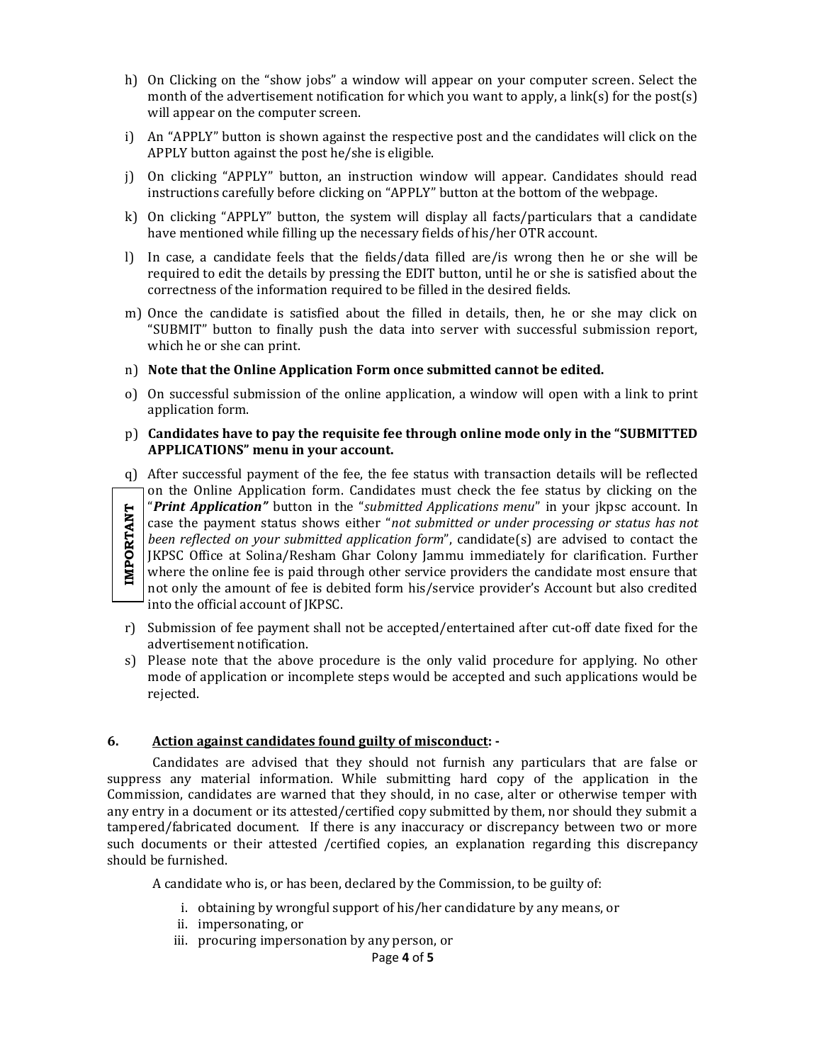h) On Clicking on the "show jobs" a window will appear on your computer screen. Select the month of the advertisement notification for which you want to apply, a link(s) for the post(s) will appear on the computer screen.

i) An "APPLY" button is shown against the respective post and the candidates will click on the APPLY button against the post he/she is eligible.

j) On clicking "APPLY" button, an instruction window will appear. Candidates should read instructions carefully before clicking on "APPLY" button at the bottom of the webpage.

k) On clicking "APPLY" button, the system will display all facts/particulars that a candidate have mentioned while filling up the necessary fields of his/her OTR account.

l) In case, a candidate feels that the fields/data filled are/is wrong then he or she will be required to edit the details by pressing the EDIT button, until he or she is satisfied about the correctness of the information required to be filled in the desired fields.

m) Once the candidate is satisfied about the filled in details, then, he or she may click on "SUBMIT" button to finally push the data into server with successful submission report, which he or she can print.

n) **Note that the Online Application Form once submitted cannot be edited.**

o) On successful submission of the online application, a window will open with a link to print application form.

p) **Candidates have to pay the requisite fee through online mode only in the "SUBMITTED APPLICATIONS" menu in your account.**

**IMPORTANT**

q) After successful payment of the fee, the fee status with transaction details will be reflected on the Online Application form. Candidates must check the fee status by clicking on the "***Print Application"*** button in the "*submitted Applications menu*" in your jkpsc account. In case the payment status shows either "*not submitted or under processing or status has not been reflected on your submitted application form*", candidate(s) are advised to contact the JKPSC Office at Solina/Resham Ghar Colony Jammu immediately for clarification. Further where the online fee is paid through other service providers the candidate most ensure that not only the amount of fee is debited form his/service provider's Account but also credited into the official account of JKPSC.

r) Submission of fee payment shall not be accepted/entertained after cut-off date fixed for the advertisement notification.

s) Please note that the above procedure is the only valid procedure for applying. No other mode of application or incomplete steps would be accepted and such applications would be rejected.

## 6. Action against candidates found guilty of misconduct: -

Candidates are advised that they should not furnish any particulars that are false or suppress any material information. While submitting hard copy of the application in the Commission, candidates are warned that they should, in no case, alter or otherwise temper with any entry in a document or its attested/certified copy submitted by them, nor should they submit a tampered/fabricated document. If there is any inaccuracy or discrepancy between two or more such documents or their attested /certified copies, an explanation regarding this discrepancy should be furnished.

A candidate who is, or has been, declared by the Commission, to be guilty of:

i. obtaining by wrongful support of his/her candidature by any means, or
ii. impersonating, or
iii. procuring impersonation by any person, or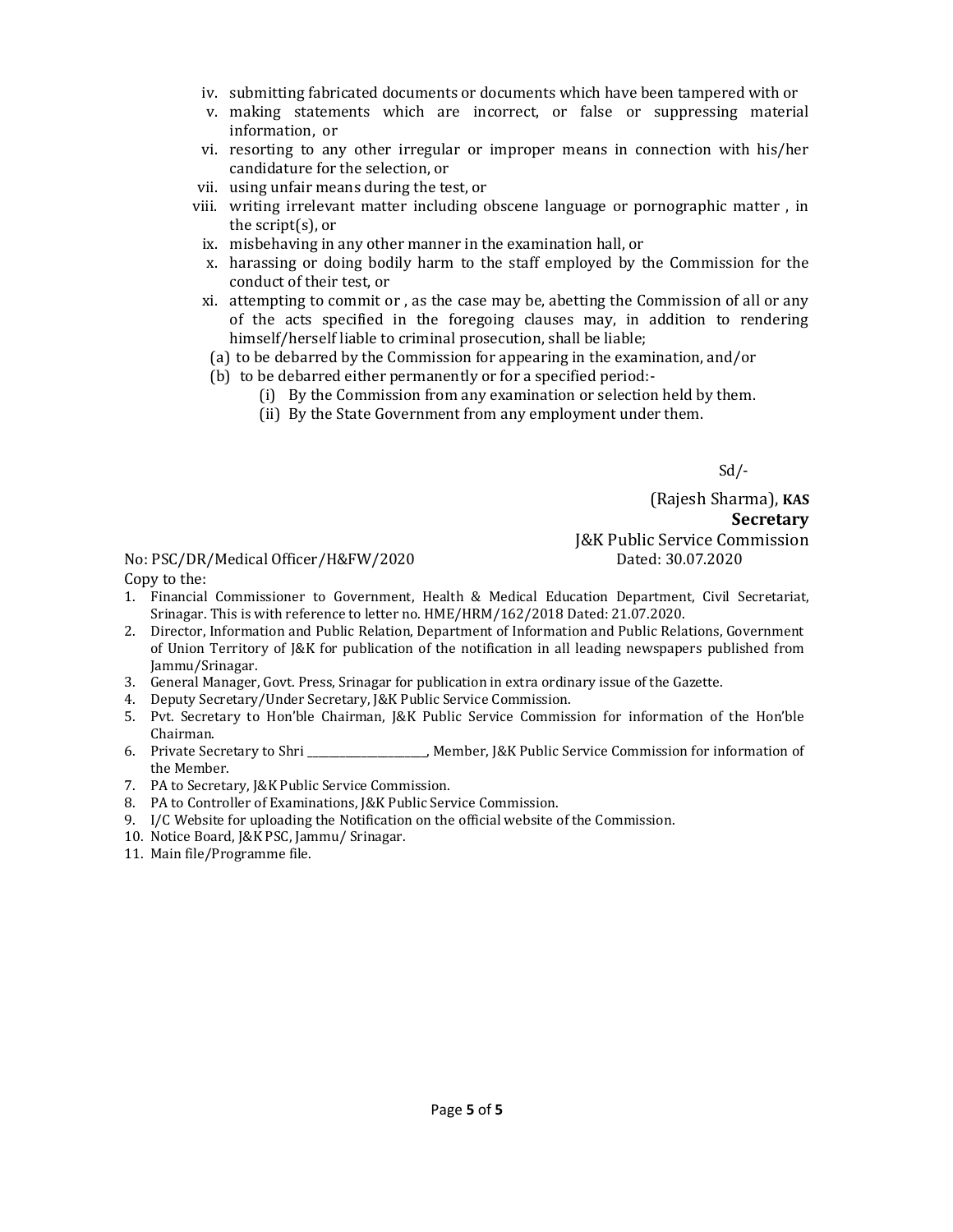iv. submitting fabricated documents or documents which have been tampered with or
v. making statements which are incorrect, or false or suppressing material information, or
vi. resorting to any other irregular or improper means in connection with his/her candidature for the selection, or
vii. using unfair means during the test, or
viii. writing irrelevant matter including obscene language or pornographic matter , in the script(s), or
ix. misbehaving in any other manner in the examination hall, or
x. harassing or doing bodily harm to the staff employed by the Commission for the conduct of their test, or
xi. attempting to commit or , as the case may be, abetting the Commission of all or any of the acts specified in the foregoing clauses may, in addition to rendering himself/herself liable to criminal prosecution, shall be liable;

(a) to be debarred by the Commission for appearing in the examination, and/or
(b) to be debarred either permanently or for a specified period:-
  (i) By the Commission from any examination or selection held by them.
  (ii) By the State Government from any employment under them.

Sd/-

(Rajesh Sharma), ***KAS***
**Secretary**
J&K Public Service Commission

No: PSC/DR/Medical Officer/H&FW/2020 Dated: 30.07.2020

Copy to the:

1. Financial Commissioner to Government, Health & Medical Education Department, Civil Secretariat, Srinagar. This is with reference to letter no. HME/HRM/162/2018 Dated: 21.07.2020.
2. Director, Information and Public Relation, Department of Information and Public Relations, Government of Union Territory of J&K for publication of the notification in all leading newspapers published from Jammu/Srinagar.
3. General Manager, Govt. Press, Srinagar for publication in extra ordinary issue of the Gazette.
4. Deputy Secretary/Under Secretary, J&K Public Service Commission.
5. Pvt. Secretary to Hon'ble Chairman, J&K Public Service Commission for information of the Hon'ble Chairman.
6. Private Secretary to Shri ____________________, Member, J&K Public Service Commission for information of the Member.
7. PA to Secretary, J&K Public Service Commission.
8. PA to Controller of Examinations, J&K Public Service Commission.
9. I/C Website for uploading the Notification on the official website of the Commission.
10. Notice Board, J&K PSC, Jammu/ Srinagar.
11. Main file/Programme file.